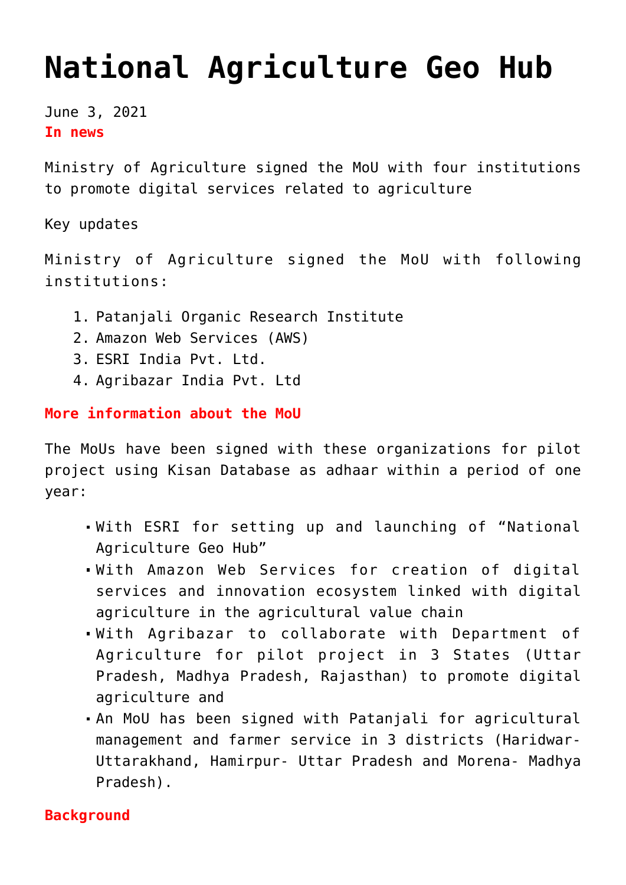# National Agriculture Geo Hub

June 3, 2021

**In news**

Ministry of Agriculture signed the MoU with four institutions to promote digital services related to agriculture

Key updates

Ministry of Agriculture signed the MoU with following institutions:

1. Patanjali Organic Research Institute
2. Amazon Web Services (AWS)
3. ESRI India Pvt. Ltd.
4. Agribazar India Pvt. Ltd

**More information about the MoU**

The MoUs have been signed with these organizations for pilot project using Kisan Database as adhaar within a period of one year:

- With ESRI for setting up and launching of "National Agriculture Geo Hub"
- With Amazon Web Services for creation of digital services and innovation ecosystem linked with digital agriculture in the agricultural value chain
- With Agribazar to collaborate with Department of Agriculture for pilot project in 3 States (Uttar Pradesh, Madhya Pradesh, Rajasthan) to promote digital agriculture and
- An MoU has been signed with Patanjali for agricultural management and farmer service in 3 districts (Haridwar-Uttarakhand, Hamirpur- Uttar Pradesh and Morena- Madhya Pradesh).

**Background**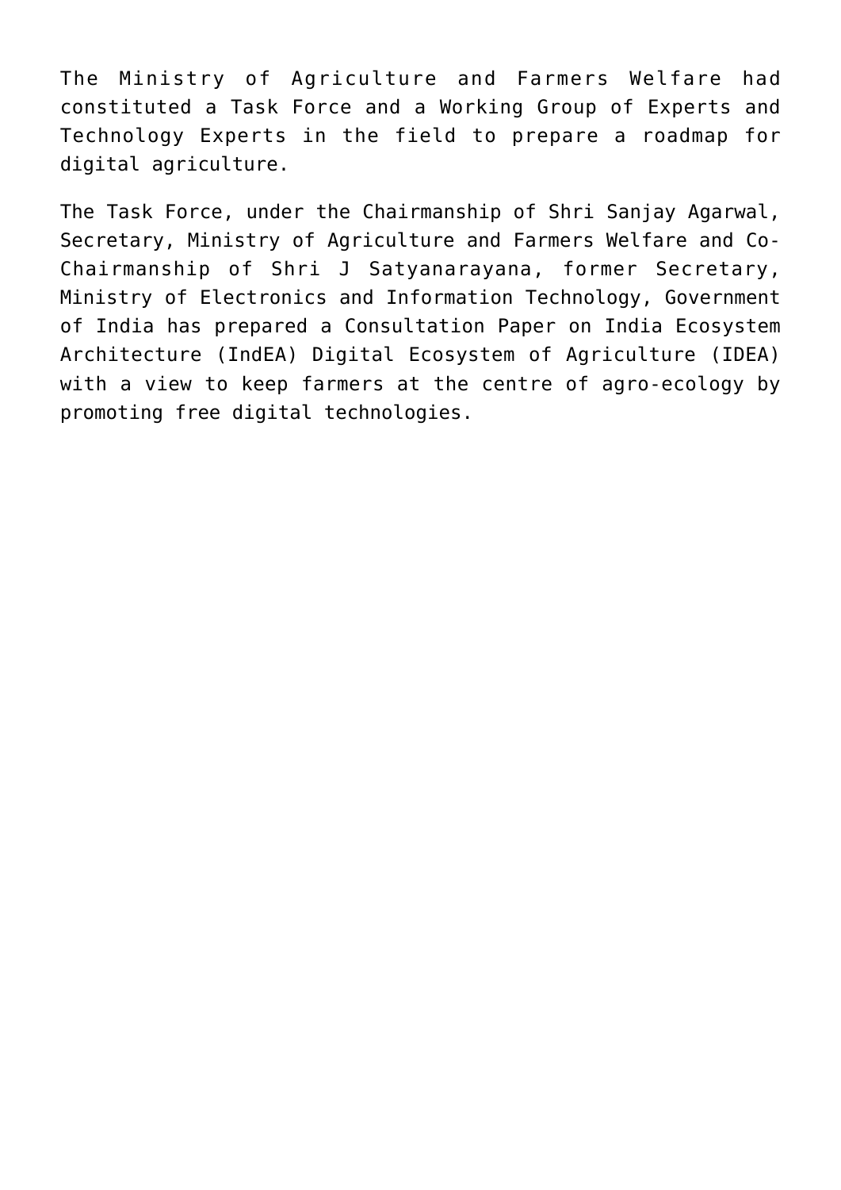The Ministry of Agriculture and Farmers Welfare had constituted a Task Force and a Working Group of Experts and Technology Experts in the field to prepare a roadmap for digital agriculture.

The Task Force, under the Chairmanship of Shri Sanjay Agarwal, Secretary, Ministry of Agriculture and Farmers Welfare and Co-Chairmanship of Shri J Satyanarayana, former Secretary, Ministry of Electronics and Information Technology, Government of India has prepared a Consultation Paper on India Ecosystem Architecture (IndEA) Digital Ecosystem of Agriculture (IDEA) with a view to keep farmers at the centre of agro-ecology by promoting free digital technologies.